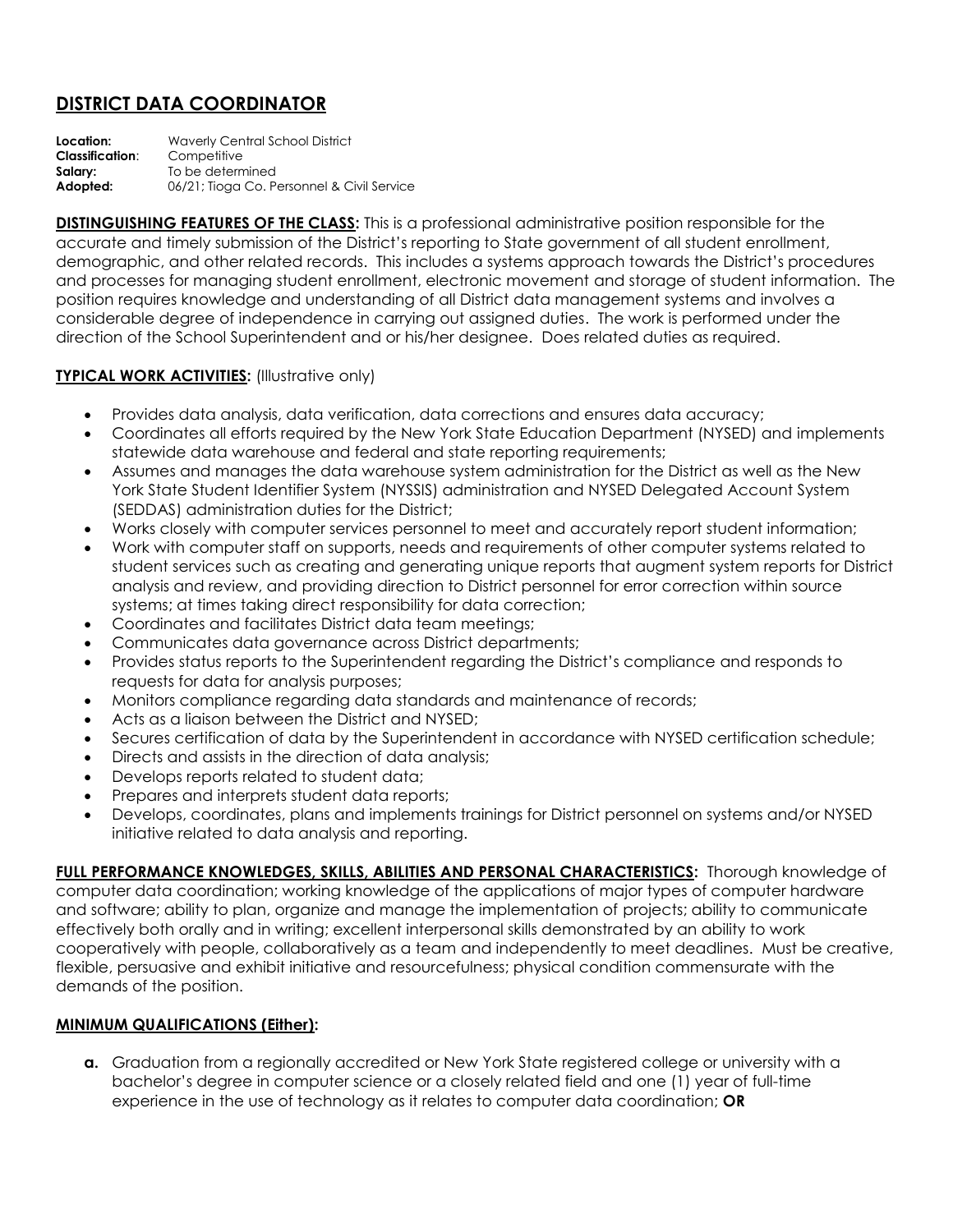# DISTRICT DATA COORDINATOR

**Location:** Waverly Central School District
**Classification**: Competitive
**Salary:** To be determined
**Adopted:** 06/21; Tioga Co. Personnel & Civil Service

**DISTINGUISHING FEATURES OF THE CLASS:** This is a professional administrative position responsible for the accurate and timely submission of the District's reporting to State government of all student enrollment, demographic, and other related records. This includes a systems approach towards the District's procedures and processes for managing student enrollment, electronic movement and storage of student information. The position requires knowledge and understanding of all District data management systems and involves a considerable degree of independence in carrying out assigned duties. The work is performed under the direction of the School Superintendent and or his/her designee. Does related duties as required.

**TYPICAL WORK ACTIVITIES:** (Illustrative only)

- Provides data analysis, data verification, data corrections and ensures data accuracy;
- Coordinates all efforts required by the New York State Education Department (NYSED) and implements statewide data warehouse and federal and state reporting requirements;
- Assumes and manages the data warehouse system administration for the District as well as the New York State Student Identifier System (NYSSIS) administration and NYSED Delegated Account System (SEDDAS) administration duties for the District;
- Works closely with computer services personnel to meet and accurately report student information;
- Work with computer staff on supports, needs and requirements of other computer systems related to student services such as creating and generating unique reports that augment system reports for District analysis and review, and providing direction to District personnel for error correction within source systems; at times taking direct responsibility for data correction;
- Coordinates and facilitates District data team meetings;
- Communicates data governance across District departments;
- Provides status reports to the Superintendent regarding the District's compliance and responds to requests for data for analysis purposes;
- Monitors compliance regarding data standards and maintenance of records;
- Acts as a liaison between the District and NYSED;
- Secures certification of data by the Superintendent in accordance with NYSED certification schedule;
- Directs and assists in the direction of data analysis;
- Develops reports related to student data;
- Prepares and interprets student data reports;
- Develops, coordinates, plans and implements trainings for District personnel on systems and/or NYSED initiative related to data analysis and reporting.

**FULL PERFORMANCE KNOWLEDGES, SKILLS, ABILITIES AND PERSONAL CHARACTERISTICS:** Thorough knowledge of computer data coordination; working knowledge of the applications of major types of computer hardware and software; ability to plan, organize and manage the implementation of projects; ability to communicate effectively both orally and in writing; excellent interpersonal skills demonstrated by an ability to work cooperatively with people, collaboratively as a team and independently to meet deadlines. Must be creative, flexible, persuasive and exhibit initiative and resourcefulness; physical condition commensurate with the demands of the position.

**MINIMUM QUALIFICATIONS (Either):**

**a.** Graduation from a regionally accredited or New York State registered college or university with a bachelor's degree in computer science or a closely related field and one (1) year of full-time experience in the use of technology as it relates to computer data coordination; **OR**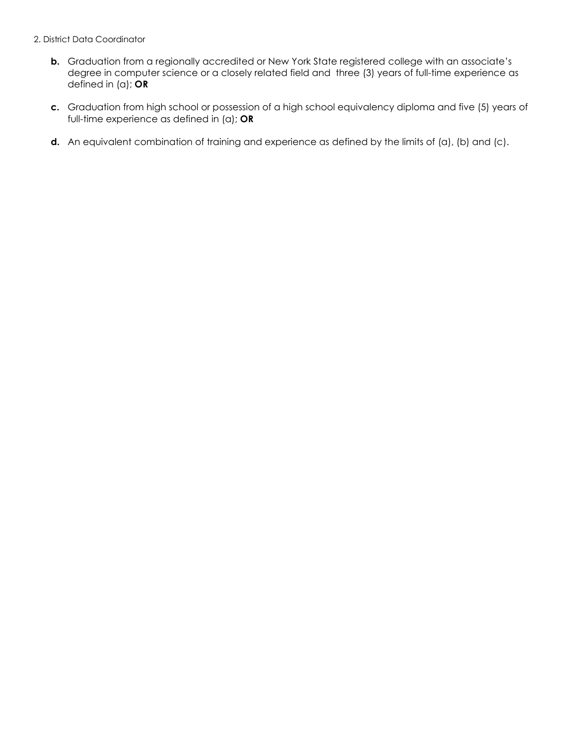**b.** Graduation from a regionally accredited or New York State registered college with an associate's degree in computer science or a closely related field and three (3) years of full-time experience as defined in (a); **OR**

**c.** Graduation from high school or possession of a high school equivalency diploma and five (5) years of full-time experience as defined in (a); **OR**

**d.** An equivalent combination of training and experience as defined by the limits of (a), (b) and (c).